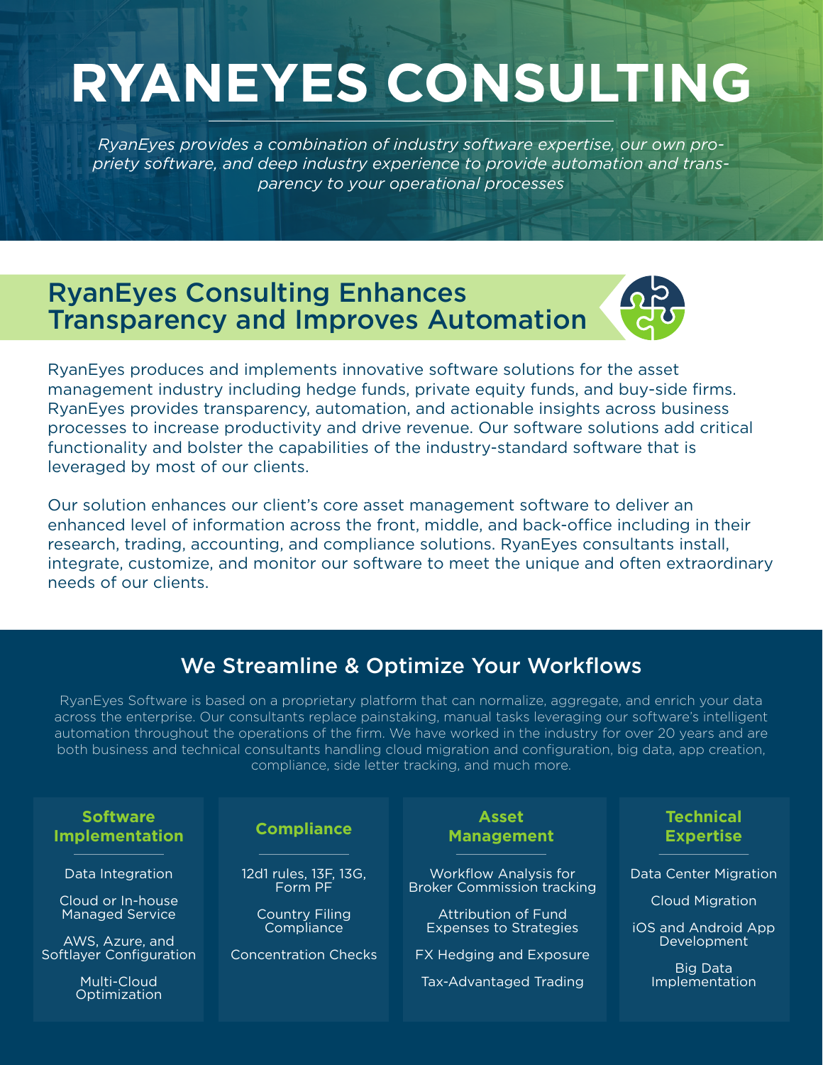# RYANEYES CONSULTING

*RyanEyes provides a combination of industry software expertise, our own propriety software, and deep industry experience to provide automation and transparency to your operational processes*

## RyanEyes Consulting Enhances Transparency and Improves Automation

RyanEyes produces and implements innovative software solutions for the asset management industry including hedge funds, private equity funds, and buy-side firms. RyanEyes provides transparency, automation, and actionable insights across business processes to increase productivity and drive revenue. Our software solutions add critical functionality and bolster the capabilities of the industry-standard software that is leveraged by most of our clients.

Our solution enhances our client's core asset management software to deliver an enhanced level of information across the front, middle, and back-office including in their research, trading, accounting, and compliance solutions. RyanEyes consultants install, integrate, customize, and monitor our software to meet the unique and often extraordinary needs of our clients.

## We Streamline & Optimize Your Workflows

RyanEyes Software is based on a proprietary platform that can normalize, aggregate, and enrich your data across the enterprise. Our consultants replace painstaking, manual tasks leveraging our software's intelligent automation throughout the operations of the firm. We have worked in the industry for over 20 years and are both business and technical consultants handling cloud migration and configuration, big data, app creation, compliance, side letter tracking, and much more.

### Software Implementation

- Data Integration
- Cloud or In-house Managed Service
- AWS, Azure, and Softlayer Configuration
- Multi-Cloud Optimization

### Compliance

- 12d1 rules, 13F, 13G, Form PF
- Country Filing Compliance
- Concentration Checks

### Asset Management

- Workflow Analysis for Broker Commission tracking
- Attribution of Fund Expenses to Strategies
- FX Hedging and Exposure
- Tax-Advantaged Trading

### Technical Expertise

- Data Center Migration
- Cloud Migration
- iOS and Android App Development
- Big Data Implementation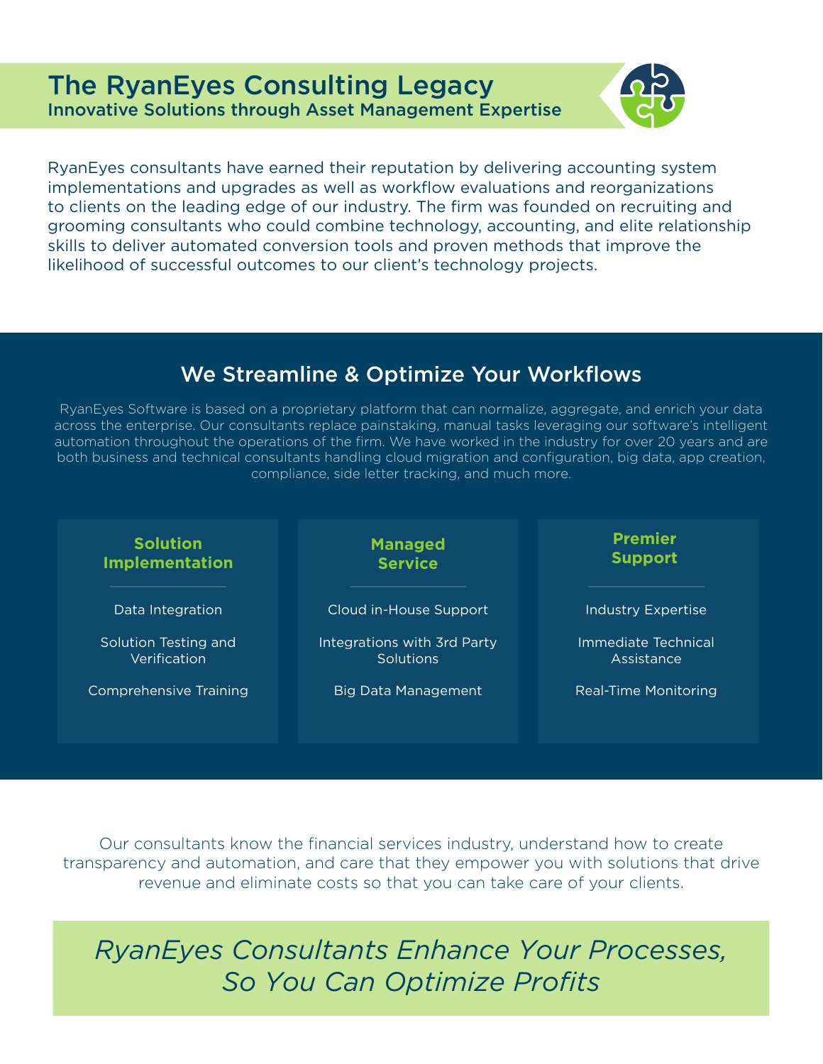# The RyanEyes Consulting Legacy

**Innovative Solutions through Asset Management Expertise**

RyanEyes consultants have earned their reputation by delivering accounting system implementations and upgrades as well as workflow evaluations and reorganizations to clients on the leading edge of our industry. The firm was founded on recruiting and grooming consultants who could combine technology, accounting, and elite relationship skills to deliver automated conversion tools and proven methods that improve the likelihood of successful outcomes to our client's technology projects.

## We Streamline & Optimize Your Workflows

RyanEyes Software is based on a proprietary platform that can normalize, aggregate, and enrich your data across the enterprise. Our consultants replace painstaking, manual tasks leveraging our software's intelligent automation throughout the operations of the firm. We have worked in the industry for over 20 years and are both business and technical consultants handling cloud migration and configuration, big data, app creation, compliance, side letter tracking, and much more.

### Solution Implementation

- Data Integration
- Solution Testing and Verification
- Comprehensive Training

### Managed Service

- Cloud in-House Support
- Integrations with 3rd Party Solutions
- Big Data Management

### Premier Support

- Industry Expertise
- Immediate Technical Assistance
- Real-Time Monitoring

Our consultants know the financial services industry, understand how to create transparency and automation, and care that they empower you with solutions that drive revenue and eliminate costs so that you can take care of your clients.

*RyanEyes Consultants Enhance Your Processes, So You Can Optimize Profits*